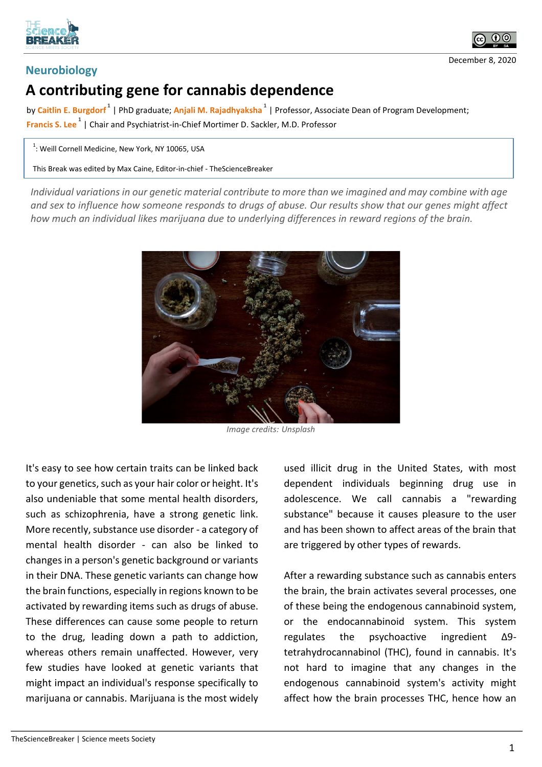Neurobiology

# A contributing gene for cannabis dependence

by **Caitlin E. Burgdorf**[1] | PhD graduate; **Anjali M. Rajadhyaksha**[1] | Professor, Associate Dean of Program Development; **Francis S. Lee**[1] | Chair and Psychiatrist-in-Chief Mortimer D. Sackler, M.D. Professor

[1]: Weill Cornell Medicine, New York, NY 10065, USA

This Break was edited by Max Caine, Editor-in-chief - TheScienceBreaker

December 8, 2020

*Individual variations in our genetic material contribute to more than we imagined and may combine with age and sex to influence how someone responds to drugs of abuse. Our results show that our genes might affect how much an individual likes marijuana due to underlying differences in reward regions of the brain.*

*Image credits: Unsplash*

It's easy to see how certain traits can be linked back to your genetics, such as your hair color or height. It's also undeniable that some mental health disorders, such as schizophrenia, have a strong genetic link. More recently, substance use disorder - a category of mental health disorder - can also be linked to changes in a person's genetic background or variants in their DNA. These genetic variants can change how the brain functions, especially in regions known to be activated by rewarding items such as drugs of abuse. These differences can cause some people to return to the drug, leading down a path to addiction, whereas others remain unaffected. However, very few studies have looked at genetic variants that might impact an individual's response specifically to marijuana or cannabis. Marijuana is the most widely used illicit drug in the United States, with most dependent individuals beginning drug use in adolescence. We call cannabis a "rewarding substance" because it causes pleasure to the user and has been shown to affect areas of the brain that are triggered by other types of rewards.

After a rewarding substance such as cannabis enters the brain, the brain activates several processes, one of these being the endogenous cannabinoid system, or the endocannabinoid system. This system regulates the psychoactive ingredient Δ9-tetrahydrocannabinol (THC), found in cannabis. It's not hard to imagine that any changes in the endogenous cannabinoid system's activity might affect how the brain processes THC, hence how an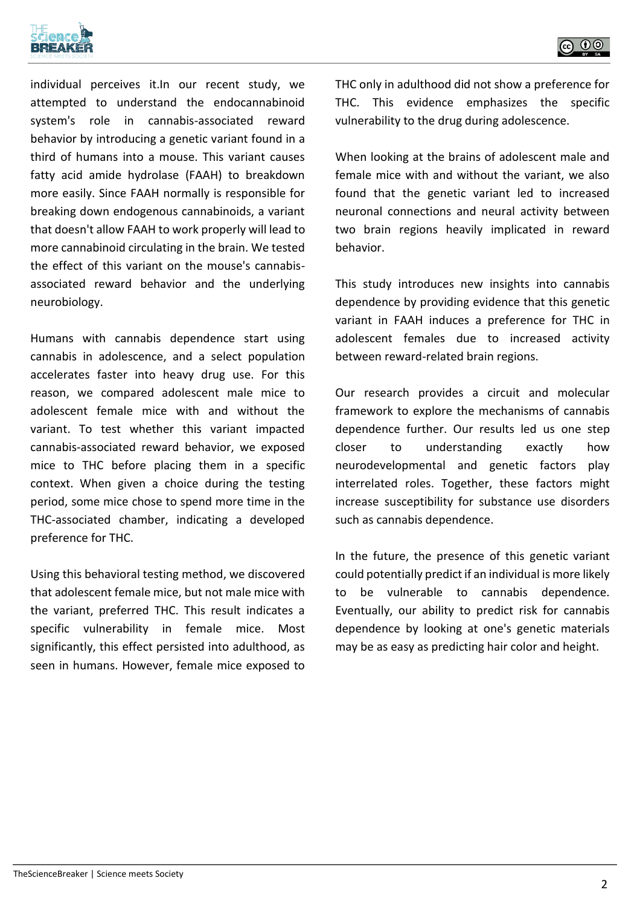individual perceives it.In our recent study, we attempted to understand the endocannabinoid system's role in cannabis-associated reward behavior by introducing a genetic variant found in a third of humans into a mouse. This variant causes fatty acid amide hydrolase (FAAH) to breakdown more easily. Since FAAH normally is responsible for breaking down endogenous cannabinoids, a variant that doesn't allow FAAH to work properly will lead to more cannabinoid circulating in the brain. We tested the effect of this variant on the mouse's cannabis-associated reward behavior and the underlying neurobiology.

Humans with cannabis dependence start using cannabis in adolescence, and a select population accelerates faster into heavy drug use. For this reason, we compared adolescent male mice to adolescent female mice with and without the variant. To test whether this variant impacted cannabis-associated reward behavior, we exposed mice to THC before placing them in a specific context. When given a choice during the testing period, some mice chose to spend more time in the THC-associated chamber, indicating a developed preference for THC.

Using this behavioral testing method, we discovered that adolescent female mice, but not male mice with the variant, preferred THC. This result indicates a specific vulnerability in female mice. Most significantly, this effect persisted into adulthood, as seen in humans. However, female mice exposed to THC only in adulthood did not show a preference for THC. This evidence emphasizes the specific vulnerability to the drug during adolescence.

When looking at the brains of adolescent male and female mice with and without the variant, we also found that the genetic variant led to increased neuronal connections and neural activity between two brain regions heavily implicated in reward behavior.

This study introduces new insights into cannabis dependence by providing evidence that this genetic variant in FAAH induces a preference for THC in adolescent females due to increased activity between reward-related brain regions.

Our research provides a circuit and molecular framework to explore the mechanisms of cannabis dependence further. Our results led us one step closer to understanding exactly how neurodevelopmental and genetic factors play interrelated roles. Together, these factors might increase susceptibility for substance use disorders such as cannabis dependence.

In the future, the presence of this genetic variant could potentially predict if an individual is more likely to be vulnerable to cannabis dependence. Eventually, our ability to predict risk for cannabis dependence by looking at one's genetic materials may be as easy as predicting hair color and height.